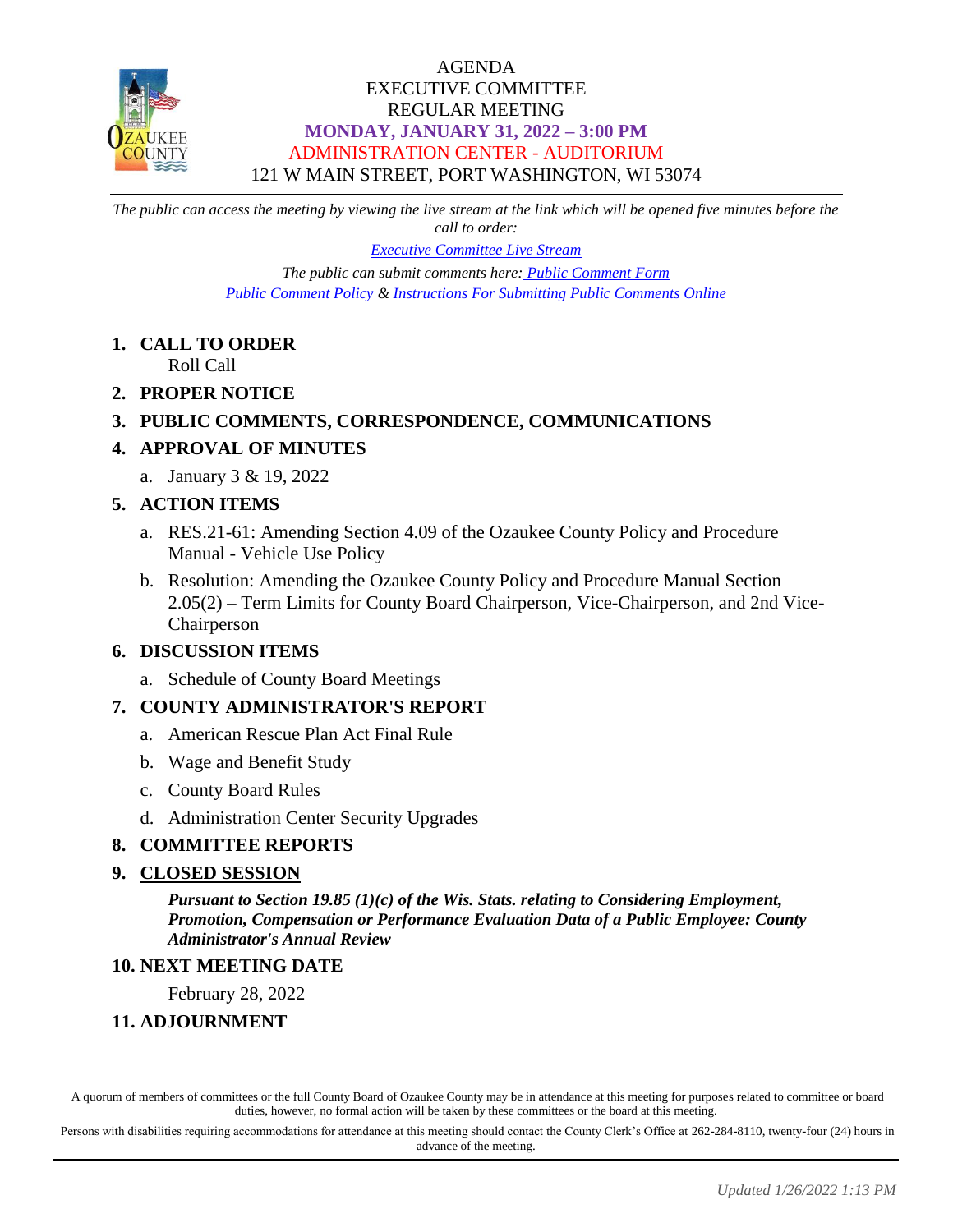# AGENDA
# EXECUTIVE COMMITTEE
# REGULAR MEETING

**MONDAY, JANUARY 31, 2022 – 3:00 PM**

ADMINISTRATION CENTER - AUDITORIUM

121 W MAIN STREET, PORT WASHINGTON, WI 53074

---

*The public can access the meeting by viewing the live stream at the link which will be opened five minutes before the call to order:*

*Executive Committee Live Stream*

*The public can submit comments here: Public Comment Form*

*Public Comment Policy & Instructions For Submitting Public Comments Online*

1. **CALL TO ORDER**
   Roll Call
2. **PROPER NOTICE**
3. **PUBLIC COMMENTS, CORRESPONDENCE, COMMUNICATIONS**
4. **APPROVAL OF MINUTES**
   a. January 3 & 19, 2022
5. **ACTION ITEMS**
   a. RES.21-61: Amending Section 4.09 of the Ozaukee County Policy and Procedure Manual - Vehicle Use Policy
   b. Resolution: Amending the Ozaukee County Policy and Procedure Manual Section 2.05(2) – Term Limits for County Board Chairperson, Vice-Chairperson, and 2nd Vice-Chairperson
6. **DISCUSSION ITEMS**
   a. Schedule of County Board Meetings
7. **COUNTY ADMINISTRATOR'S REPORT**
   a. American Rescue Plan Act Final Rule
   b. Wage and Benefit Study
   c. County Board Rules
   d. Administration Center Security Upgrades
8. **COMMITTEE REPORTS**
9. **CLOSED SESSION**
   ***Pursuant to Section 19.85 (1)(c) of the Wis. Stats. relating to Considering Employment, Promotion, Compensation or Performance Evaluation Data of a Public Employee: County Administrator's Annual Review***
10. **NEXT MEETING DATE**
    February 28, 2022
11. **ADJOURNMENT**

A quorum of members of committees or the full County Board of Ozaukee County may be in attendance at this meeting for purposes related to committee or board duties, however, no formal action will be taken by these committees or the board at this meeting.

Persons with disabilities requiring accommodations for attendance at this meeting should contact the County Clerk's Office at 262-284-8110, twenty-four (24) hours in advance of the meeting.

*Updated 1/26/2022 1:13 PM*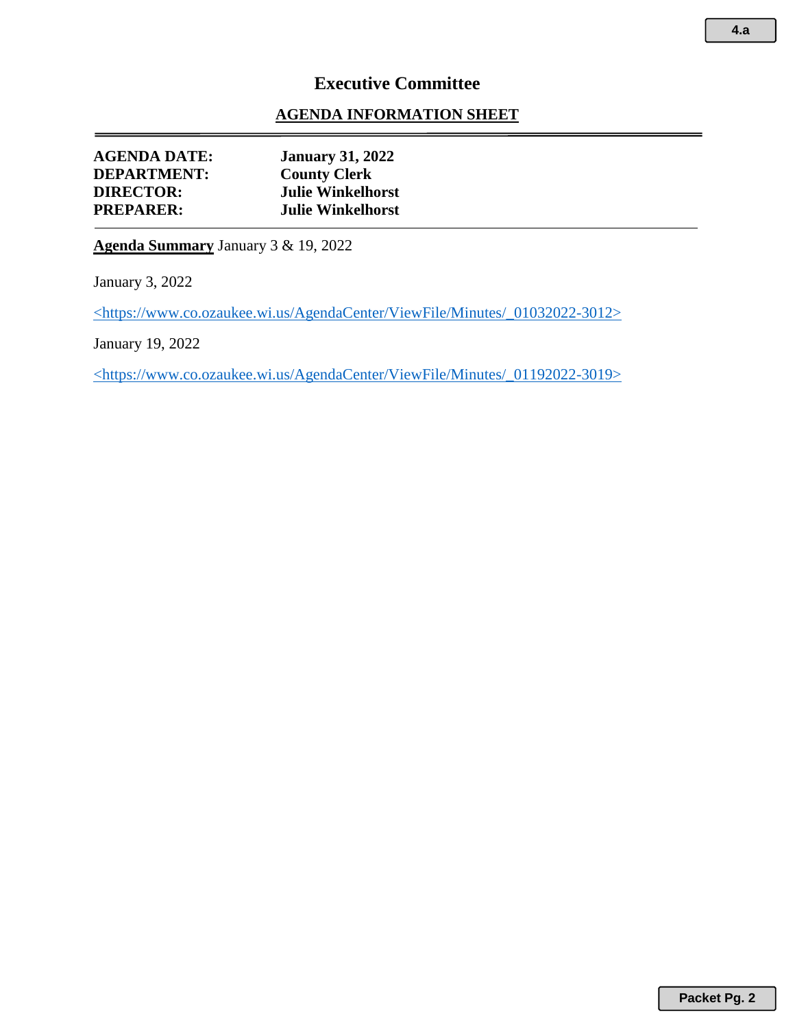# Executive Committee

## AGENDA INFORMATION SHEET

**AGENDA DATE:** **January 31, 2022**
**DEPARTMENT:** **County Clerk**
**DIRECTOR:** **Julie Winkelhorst**
**PREPARER:** **Julie Winkelhorst**

---

**Agenda Summary** January 3 & 19, 2022

January 3, 2022

<https://www.co.ozaukee.wi.us/AgendaCenter/ViewFile/Minutes/_01032022-3012>

January 19, 2022

<https://www.co.ozaukee.wi.us/AgendaCenter/ViewFile/Minutes/_01192022-3019>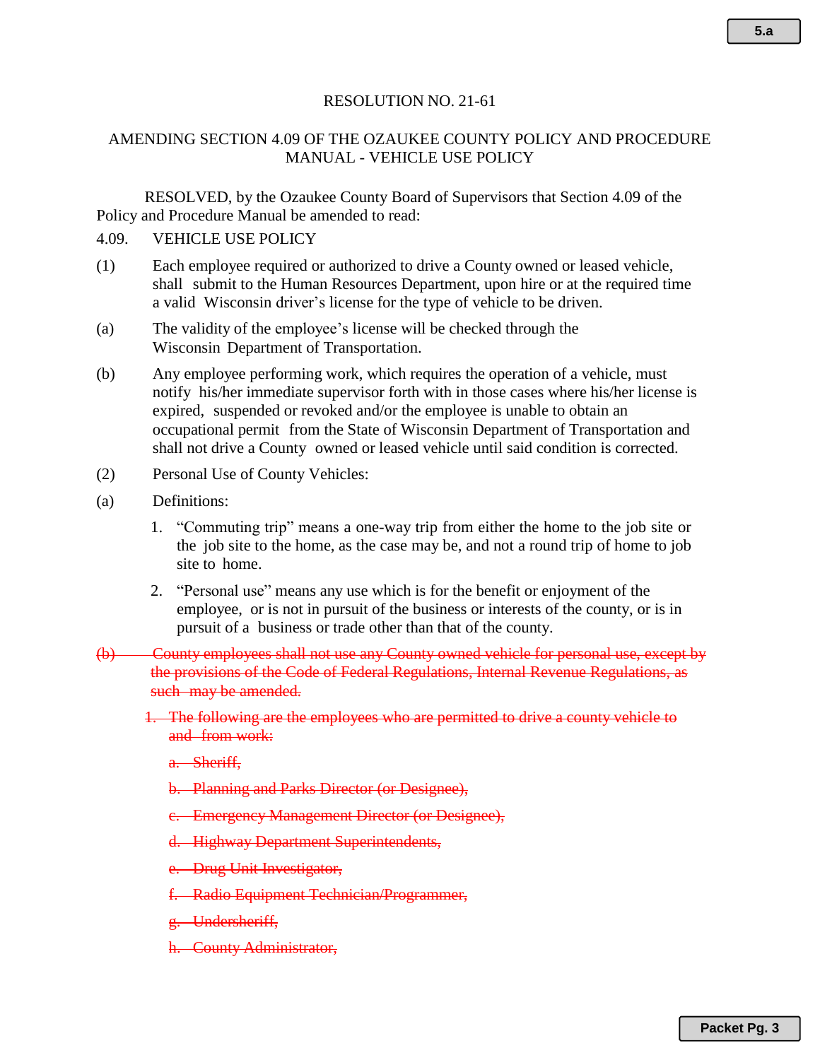RESOLUTION NO. 21-61

AMENDING SECTION 4.09 OF THE OZAUKEE COUNTY POLICY AND PROCEDURE MANUAL - VEHICLE USE POLICY

RESOLVED, by the Ozaukee County Board of Supervisors that Section 4.09 of the Policy and Procedure Manual be amended to read:

4.09. VEHICLE USE POLICY

(1) Each employee required or authorized to drive a County owned or leased vehicle, shall submit to the Human Resources Department, upon hire or at the required time a valid Wisconsin driver's license for the type of vehicle to be driven.

(a) The validity of the employee's license will be checked through the Wisconsin Department of Transportation.

(b) Any employee performing work, which requires the operation of a vehicle, must notify his/her immediate supervisor forth with in those cases where his/her license is expired, suspended or revoked and/or the employee is unable to obtain an occupational permit from the State of Wisconsin Department of Transportation and shall not drive a County owned or leased vehicle until said condition is corrected.

(2) Personal Use of County Vehicles:

(a) Definitions:

1. "Commuting trip" means a one-way trip from either the home to the job site or the job site to the home, as the case may be, and not a round trip of home to job site to home.
2. "Personal use" means any use which is for the benefit or enjoyment of the employee, or is not in pursuit of the business or interests of the county, or is in pursuit of a business or trade other than that of the county.

~~(b) County employees shall not use any County owned vehicle for personal use, except by the provisions of the Code of Federal Regulations, Internal Revenue Regulations, as such may be amended.~~

~~1. The following are the employees who are permitted to drive a county vehicle to and from work:~~

~~a. Sheriff,~~

~~b. Planning and Parks Director (or Designee),~~

~~c. Emergency Management Director (or Designee),~~

~~d. Highway Department Superintendents,~~

~~e. Drug Unit Investigator,~~

~~f. Radio Equipment Technician/Programmer,~~

~~g. Undersheriff,~~

~~h. County Administrator,~~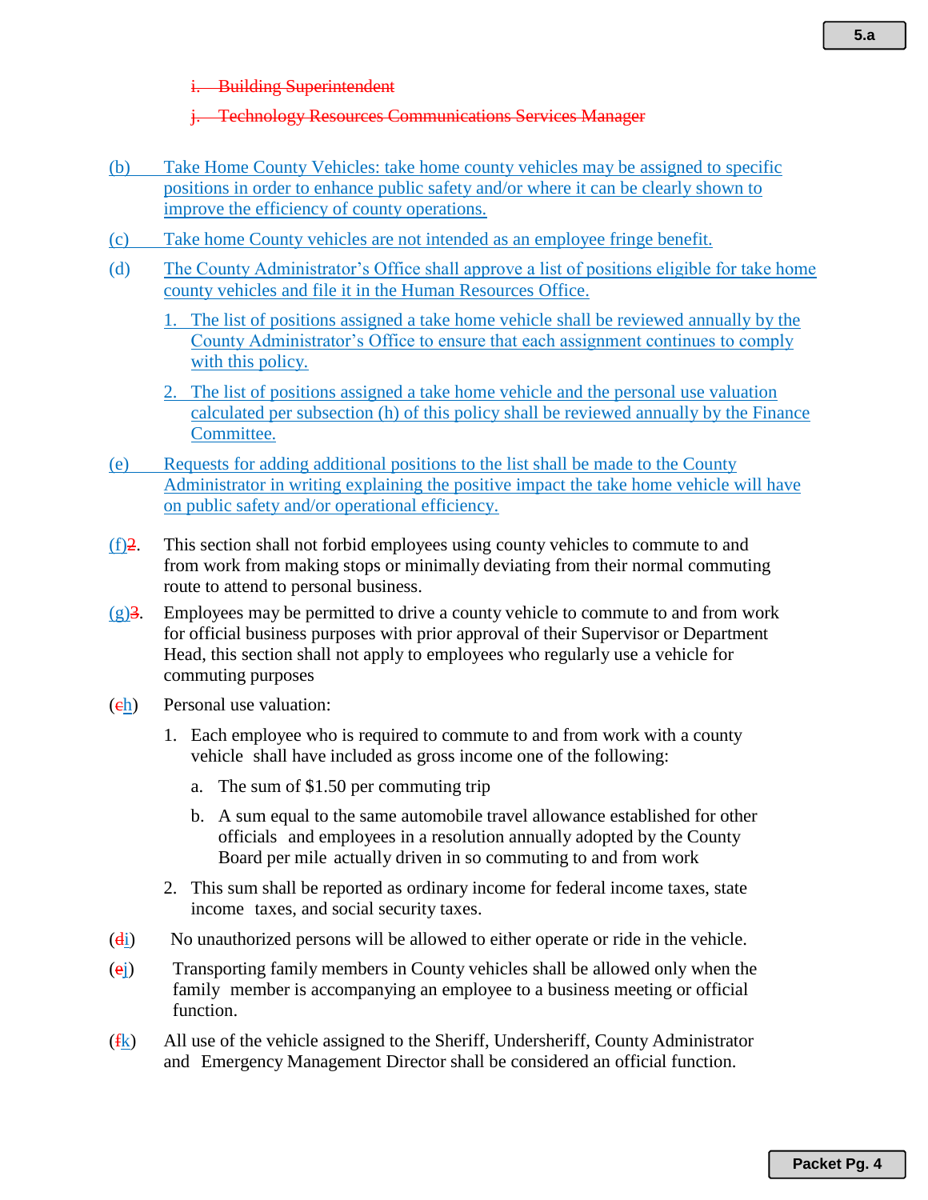i. Building Superintendent

j. Technology Resources Communications Services Manager

(b) Take Home County Vehicles: take home county vehicles may be assigned to specific positions in order to enhance public safety and/or where it can be clearly shown to improve the efficiency of county operations.

(c) Take home County vehicles are not intended as an employee fringe benefit.

(d) The County Administrator's Office shall approve a list of positions eligible for take home county vehicles and file it in the Human Resources Office.

1. The list of positions assigned a take home vehicle shall be reviewed annually by the County Administrator's Office to ensure that each assignment continues to comply with this policy.
2. The list of positions assigned a take home vehicle and the personal use valuation calculated per subsection (h) of this policy shall be reviewed annually by the Finance Committee.

(e) Requests for adding additional positions to the list shall be made to the County Administrator in writing explaining the positive impact the take home vehicle will have on public safety and/or operational efficiency.

(f)2. This section shall not forbid employees using county vehicles to commute to and from work from making stops or minimally deviating from their normal commuting route to attend to personal business.

(g)3. Employees may be permitted to drive a county vehicle to commute to and from work for official business purposes with prior approval of their Supervisor or Department Head, this section shall not apply to employees who regularly use a vehicle for commuting purposes

(ch) Personal use valuation:

1. Each employee who is required to commute to and from work with a county vehicle shall have included as gross income one of the following:
   a. The sum of $1.50 per commuting trip
   b. A sum equal to the same automobile travel allowance established for other officials and employees in a resolution annually adopted by the County Board per mile actually driven in so commuting to and from work
2. This sum shall be reported as ordinary income for federal income taxes, state income taxes, and social security taxes.

(di) No unauthorized persons will be allowed to either operate or ride in the vehicle.

(ej) Transporting family members in County vehicles shall be allowed only when the family member is accompanying an employee to a business meeting or official function.

(fk) All use of the vehicle assigned to the Sheriff, Undersheriff, County Administrator and Emergency Management Director shall be considered an official function.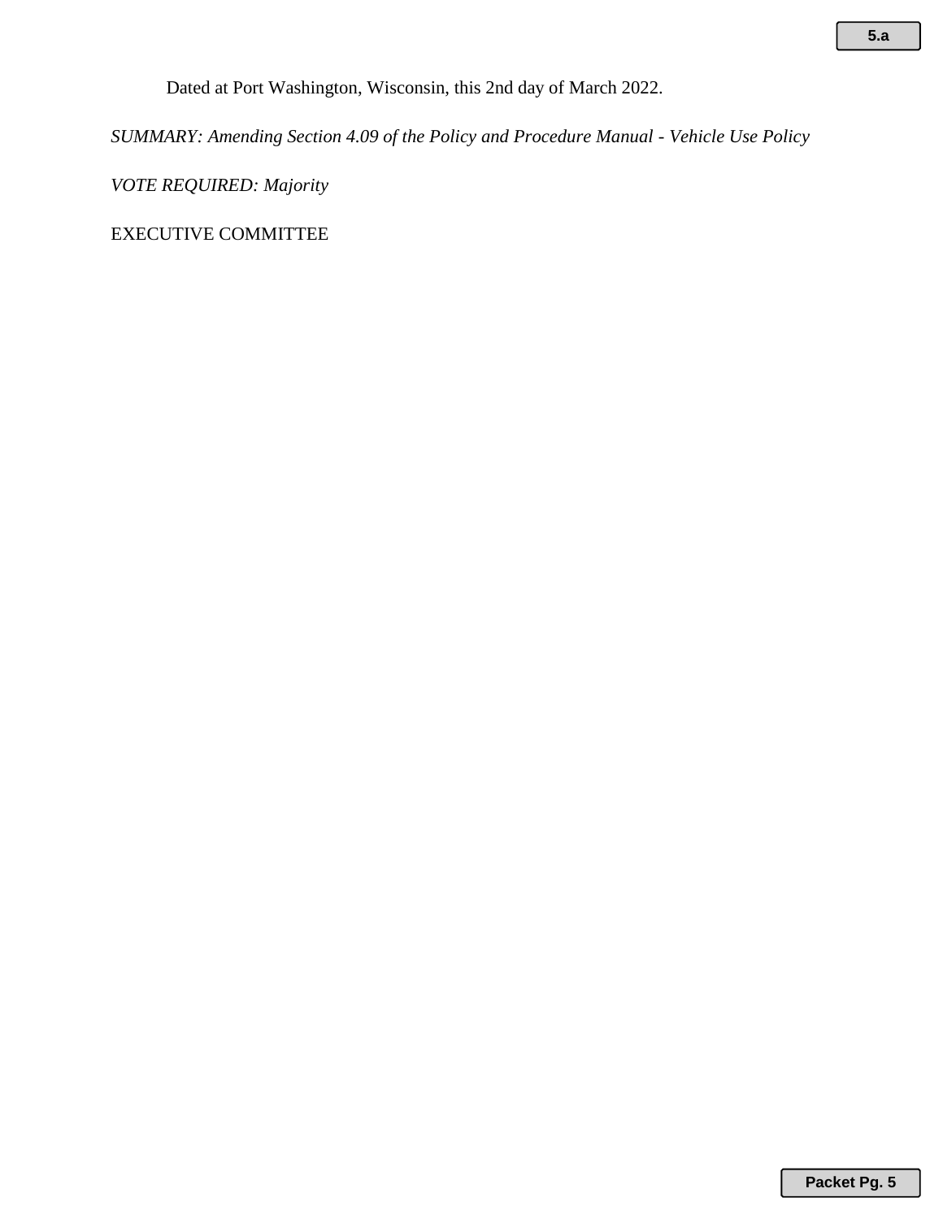Dated at Port Washington, Wisconsin, this 2nd day of March 2022.

*SUMMARY: Amending Section 4.09 of the Policy and Procedure Manual - Vehicle Use Policy*

*VOTE REQUIRED: Majority*

EXECUTIVE COMMITTEE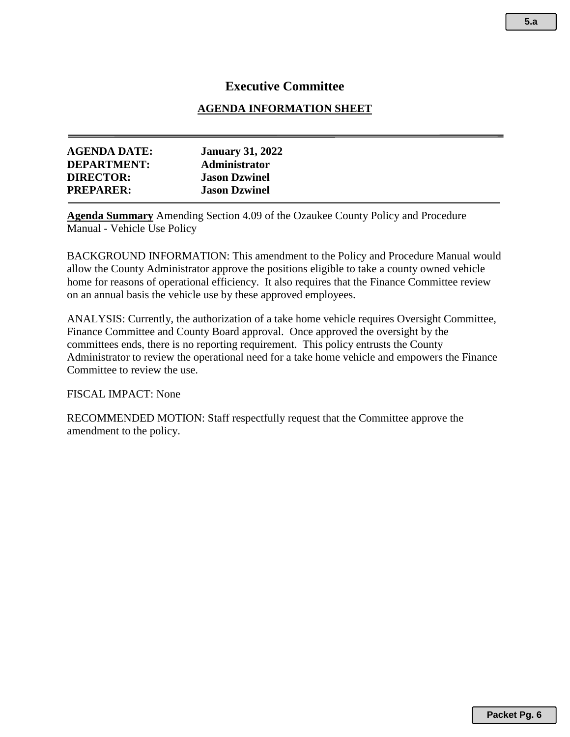# Executive Committee

## AGENDA INFORMATION SHEET

---

**AGENDA DATE:** **January 31, 2022**
**DEPARTMENT:** **Administrator**
**DIRECTOR:** **Jason Dzwinel**
**PREPARER:** **Jason Dzwinel**

---

**Agenda Summary** Amending Section 4.09 of the Ozaukee County Policy and Procedure Manual - Vehicle Use Policy

BACKGROUND INFORMATION: This amendment to the Policy and Procedure Manual would allow the County Administrator approve the positions eligible to take a county owned vehicle home for reasons of operational efficiency. It also requires that the Finance Committee review on an annual basis the vehicle use by these approved employees.

ANALYSIS: Currently, the authorization of a take home vehicle requires Oversight Committee, Finance Committee and County Board approval. Once approved the oversight by the committees ends, there is no reporting requirement. This policy entrusts the County Administrator to review the operational need for a take home vehicle and empowers the Finance Committee to review the use.

FISCAL IMPACT: None

RECOMMENDED MOTION: Staff respectfully request that the Committee approve the amendment to the policy.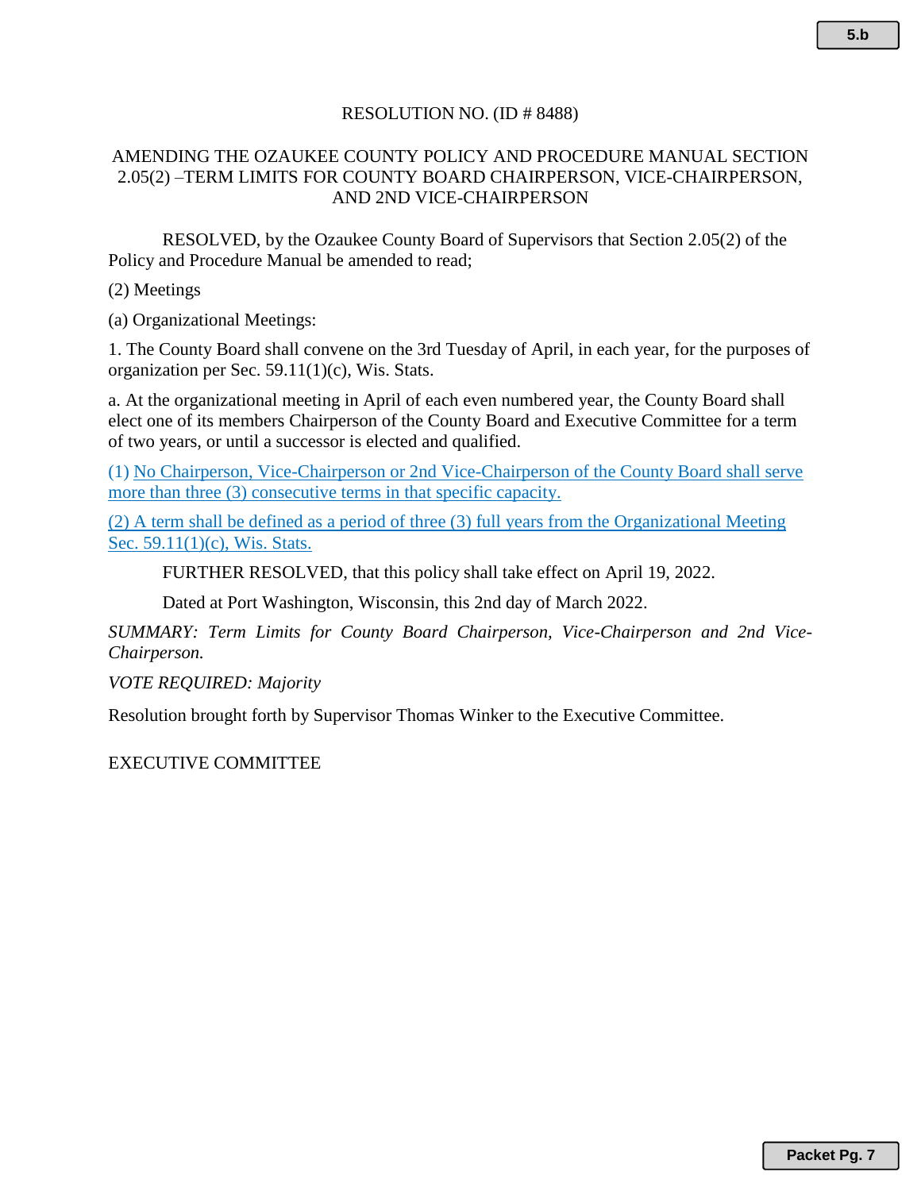RESOLUTION NO. (ID # 8488)

AMENDING THE OZAUKEE COUNTY POLICY AND PROCEDURE MANUAL SECTION 2.05(2) –TERM LIMITS FOR COUNTY BOARD CHAIRPERSON, VICE-CHAIRPERSON, AND 2ND VICE-CHAIRPERSON

RESOLVED, by the Ozaukee County Board of Supervisors that Section 2.05(2) of the Policy and Procedure Manual be amended to read;

(2) Meetings

(a) Organizational Meetings:

1. The County Board shall convene on the 3rd Tuesday of April, in each year, for the purposes of organization per Sec. 59.11(1)(c), Wis. Stats.

a. At the organizational meeting in April of each even numbered year, the County Board shall elect one of its members Chairperson of the County Board and Executive Committee for a term of two years, or until a successor is elected and qualified.

(1) No Chairperson, Vice-Chairperson or 2nd Vice-Chairperson of the County Board shall serve more than three (3) consecutive terms in that specific capacity.

(2) A term shall be defined as a period of three (3) full years from the Organizational Meeting Sec. 59.11(1)(c), Wis. Stats.

FURTHER RESOLVED, that this policy shall take effect on April 19, 2022.

Dated at Port Washington, Wisconsin, this 2nd day of March 2022.

*SUMMARY: Term Limits for County Board Chairperson, Vice-Chairperson and 2nd Vice-Chairperson.*

*VOTE REQUIRED: Majority*

Resolution brought forth by Supervisor Thomas Winker to the Executive Committee.

EXECUTIVE COMMITTEE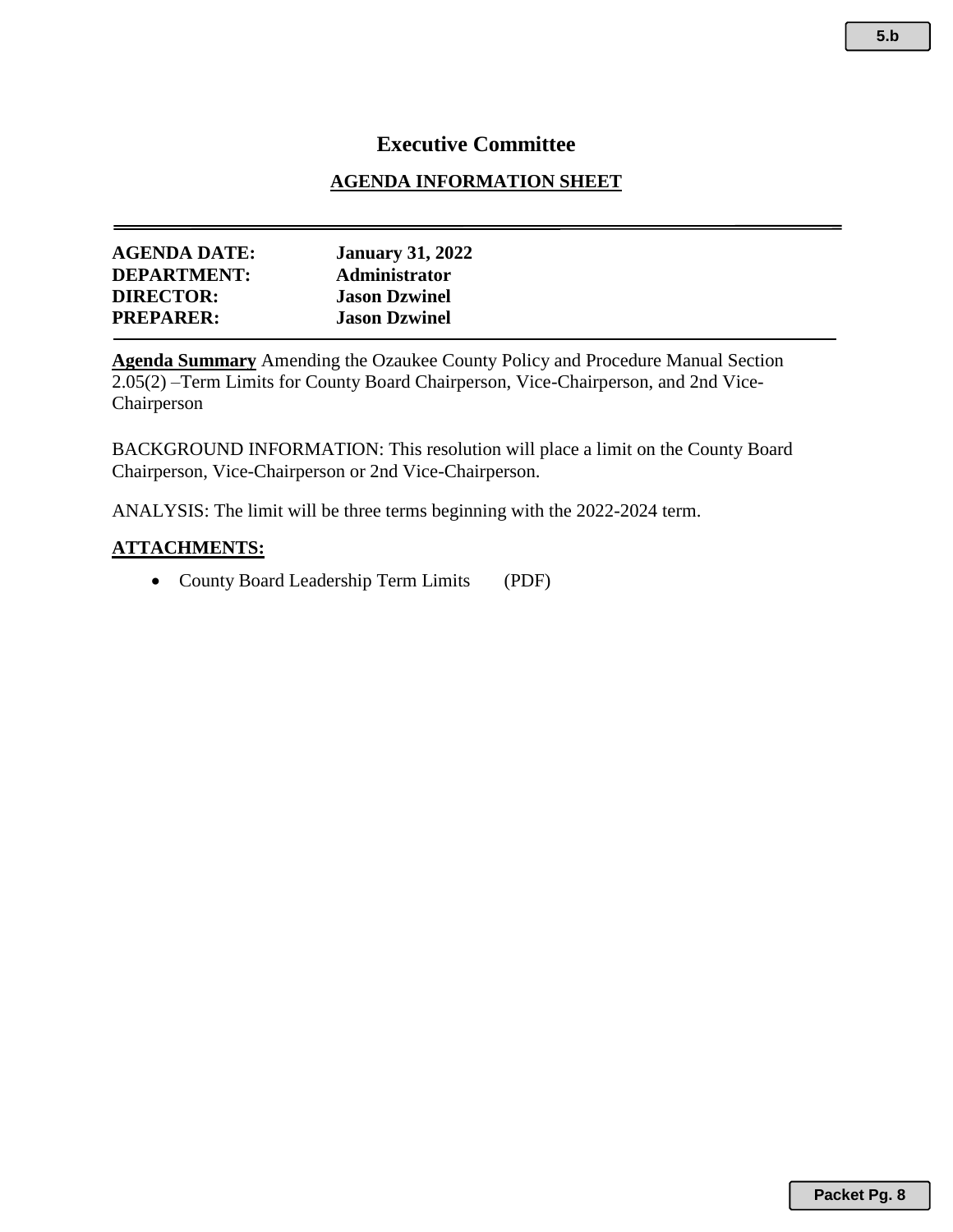# Executive Committee

## AGENDA INFORMATION SHEET

**AGENDA DATE:** **January 31, 2022**
**DEPARTMENT:** **Administrator**
**DIRECTOR:** **Jason Dzwinel**
**PREPARER:** **Jason Dzwinel**

**Agenda Summary** Amending the Ozaukee County Policy and Procedure Manual Section 2.05(2) –Term Limits for County Board Chairperson, Vice-Chairperson, and 2nd Vice-Chairperson

BACKGROUND INFORMATION: This resolution will place a limit on the County Board Chairperson, Vice-Chairperson or 2nd Vice-Chairperson.

ANALYSIS: The limit will be three terms beginning with the 2022-2024 term.

**ATTACHMENTS:**

- County Board Leadership Term Limits (PDF)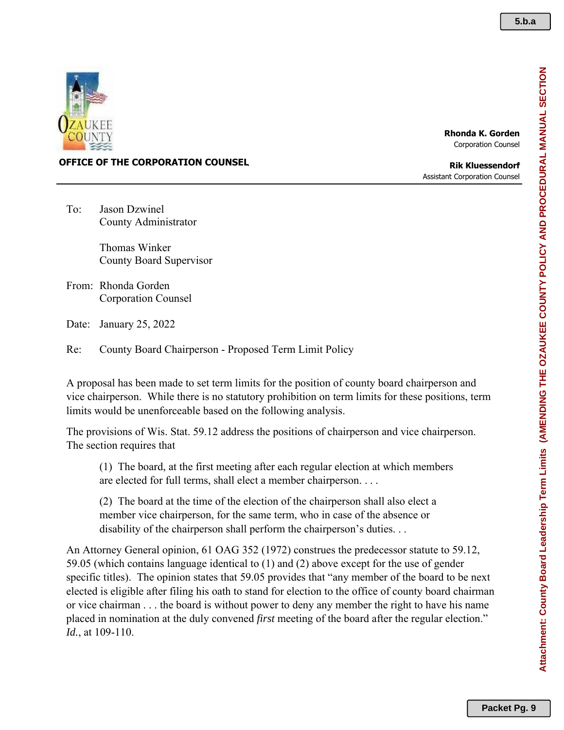**OFFICE OF THE CORPORATION COUNSEL**

**Rhonda K. Gorden**
Corporation Counsel

**Rik Kluessendorf**
Assistant Corporation Counsel

---

To: Jason Dzwinel
County Administrator

Thomas Winker
County Board Supervisor

From: Rhonda Gorden
Corporation Counsel

Date: January 25, 2022

Re: County Board Chairperson - Proposed Term Limit Policy

A proposal has been made to set term limits for the position of county board chairperson and vice chairperson. While there is no statutory prohibition on term limits for these positions, term limits would be unenforceable based on the following analysis.

The provisions of Wis. Stat. 59.12 address the positions of chairperson and vice chairperson. The section requires that

> (1) The board, at the first meeting after each regular election at which members are elected for full terms, shall elect a member chairperson. . . .
>
> (2) The board at the time of the election of the chairperson shall also elect a member vice chairperson, for the same term, who in case of the absence or disability of the chairperson shall perform the chairperson's duties. . .

An Attorney General opinion, 61 OAG 352 (1972) construes the predecessor statute to 59.12, 59.05 (which contains language identical to (1) and (2) above except for the use of gender specific titles). The opinion states that 59.05 provides that "any member of the board to be next elected is eligible after filing his oath to stand for election to the office of county board chairman or vice chairman . . . the board is without power to deny any member the right to have his name placed in nomination at the duly convened *first* meeting of the board after the regular election." *Id.*, at 109-110.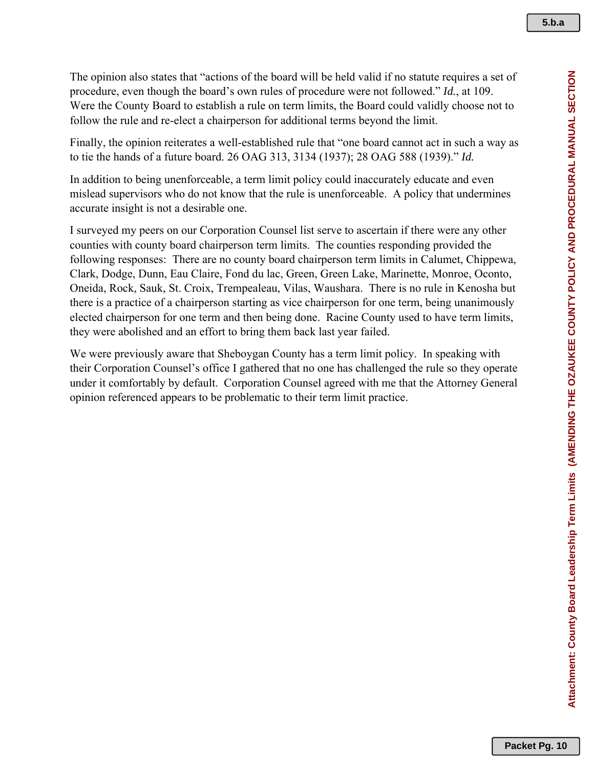The opinion also states that "actions of the board will be held valid if no statute requires a set of procedure, even though the board's own rules of procedure were not followed." *Id.*, at 109. Were the County Board to establish a rule on term limits, the Board could validly choose not to follow the rule and re-elect a chairperson for additional terms beyond the limit.

Finally, the opinion reiterates a well-established rule that "one board cannot act in such a way as to tie the hands of a future board. 26 OAG 313, 3134 (1937); 28 OAG 588 (1939)." *Id.*

In addition to being unenforceable, a term limit policy could inaccurately educate and even mislead supervisors who do not know that the rule is unenforceable. A policy that undermines accurate insight is not a desirable one.

I surveyed my peers on our Corporation Counsel list serve to ascertain if there were any other counties with county board chairperson term limits. The counties responding provided the following responses: There are no county board chairperson term limits in Calumet, Chippewa, Clark, Dodge, Dunn, Eau Claire, Fond du lac, Green, Green Lake, Marinette, Monroe, Oconto, Oneida, Rock, Sauk, St. Croix, Trempealeau, Vilas, Waushara. There is no rule in Kenosha but there is a practice of a chairperson starting as vice chairperson for one term, being unanimously elected chairperson for one term and then being done. Racine County used to have term limits, they were abolished and an effort to bring them back last year failed.

We were previously aware that Sheboygan County has a term limit policy. In speaking with their Corporation Counsel's office I gathered that no one has challenged the rule so they operate under it comfortably by default. Corporation Counsel agreed with me that the Attorney General opinion referenced appears to be problematic to their term limit practice.